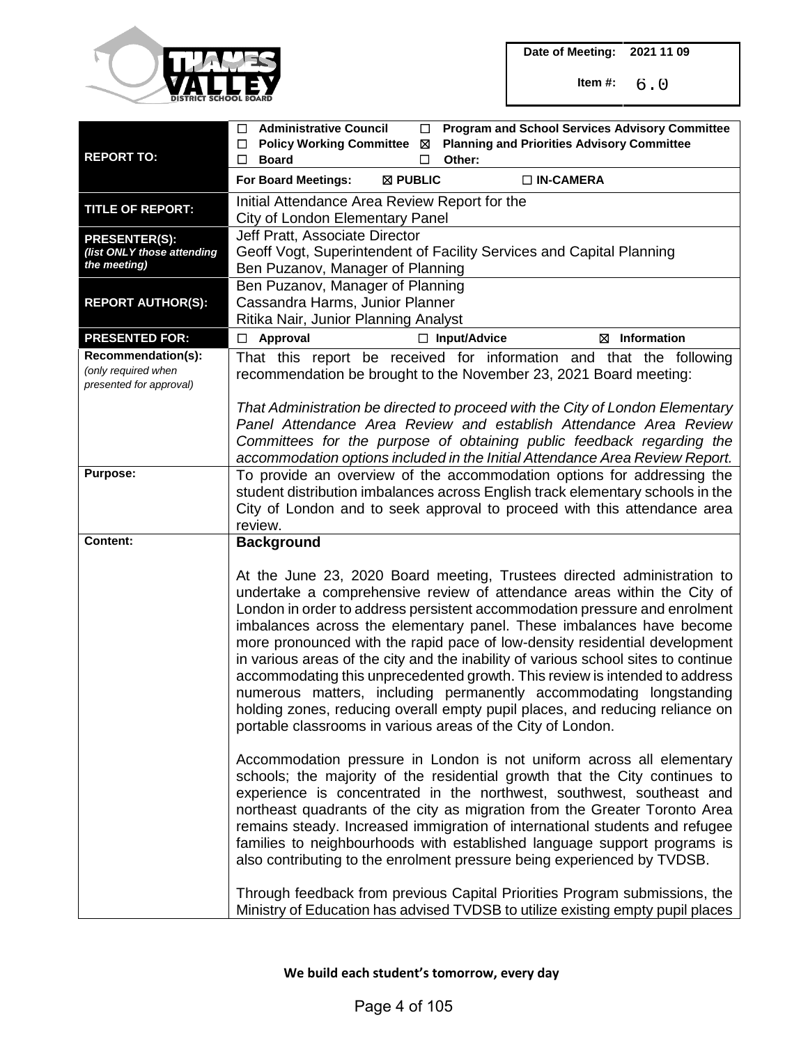| | |
|---|---|
| Date of Meeting: | 2021 11 09 |
| Item #: | 6.0 |

| | |
|---|---|
| **REPORT TO:** | ☐ **Administrative Council** ☐ **Program and School Services Advisory Committee** ☐ **Policy Working Committee** ☒ **Planning and Priorities Advisory Committee** ☐ **Board** ☐ **Other:** |
| | **For Board Meetings:** ☒ **PUBLIC** ☐ **IN-CAMERA** |
| **TITLE OF REPORT:** | Initial Attendance Area Review Report for the City of London Elementary Panel |
| **PRESENTER(S):** *(list ONLY those attending the meeting)* | Jeff Pratt, Associate Director<br>Geoff Vogt, Superintendent of Facility Services and Capital Planning<br>Ben Puzanov, Manager of Planning |
| **REPORT AUTHOR(S):** | Ben Puzanov, Manager of Planning<br>Cassandra Harms, Junior Planner<br>Ritika Nair, Junior Planning Analyst |
| **PRESENTED FOR:** | ☐ **Approval** ☐ **Input/Advice** ☒ **Information** |
| **Recommendation(s):** *(only required when presented for approval)* | That this report be received for information and that the following recommendation be brought to the November 23, 2021 Board meeting:<br><br>*That Administration be directed to proceed with the City of London Elementary Panel Attendance Area Review and establish Attendance Area Review Committees for the purpose of obtaining public feedback regarding the accommodation options included in the Initial Attendance Area Review Report.* |
| **Purpose:** | To provide an overview of the accommodation options for addressing the student distribution imbalances across English track elementary schools in the City of London and to seek approval to proceed with this attendance area review. |
| **Content:** | **Background** |

At the June 23, 2020 Board meeting, Trustees directed administration to undertake a comprehensive review of attendance areas within the City of London in order to address persistent accommodation pressure and enrolment imbalances across the elementary panel. These imbalances have become more pronounced with the rapid pace of low-density residential development in various areas of the city and the inability of various school sites to continue accommodating this unprecedented growth. This review is intended to address numerous matters, including permanently accommodating longstanding holding zones, reducing overall empty pupil places, and reducing reliance on portable classrooms in various areas of the City of London.

Accommodation pressure in London is not uniform across all elementary schools; the majority of the residential growth that the City continues to experience is concentrated in the northwest, southwest, southeast and northeast quadrants of the city as migration from the Greater Toronto Area remains steady. Increased immigration of international students and refugee families to neighbourhoods with established language support programs is also contributing to the enrolment pressure being experienced by TVDSB.

Through feedback from previous Capital Priorities Program submissions, the Ministry of Education has advised TVDSB to utilize existing empty pupil places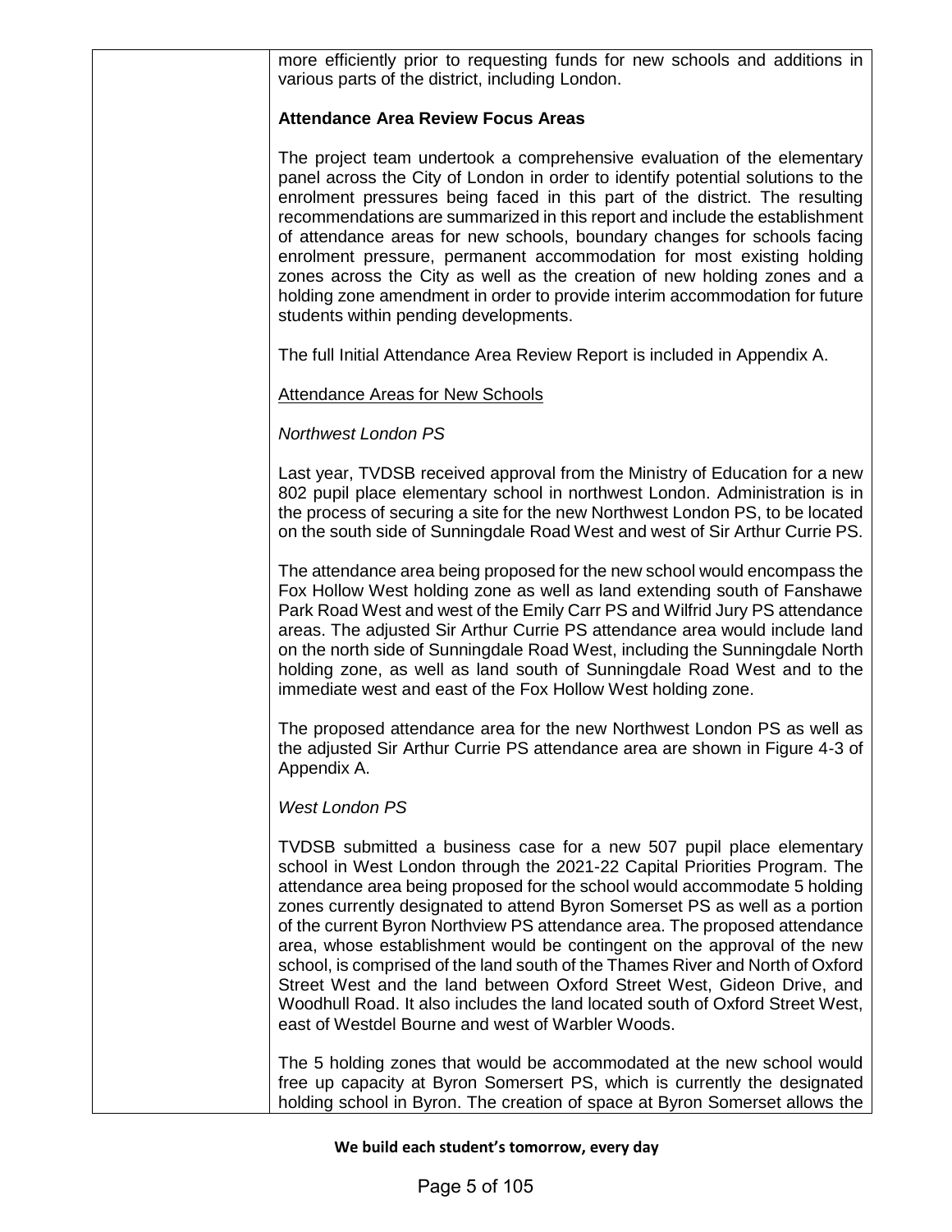more efficiently prior to requesting funds for new schools and additions in various parts of the district, including London.

**Attendance Area Review Focus Areas**

The project team undertook a comprehensive evaluation of the elementary panel across the City of London in order to identify potential solutions to the enrolment pressures being faced in this part of the district. The resulting recommendations are summarized in this report and include the establishment of attendance areas for new schools, boundary changes for schools facing enrolment pressure, permanent accommodation for most existing holding zones across the City as well as the creation of new holding zones and a holding zone amendment in order to provide interim accommodation for future students within pending developments.

The full Initial Attendance Area Review Report is included in Appendix A.

Attendance Areas for New Schools

*Northwest London PS*

Last year, TVDSB received approval from the Ministry of Education for a new 802 pupil place elementary school in northwest London. Administration is in the process of securing a site for the new Northwest London PS, to be located on the south side of Sunningdale Road West and west of Sir Arthur Currie PS.

The attendance area being proposed for the new school would encompass the Fox Hollow West holding zone as well as land extending south of Fanshawe Park Road West and west of the Emily Carr PS and Wilfrid Jury PS attendance areas. The adjusted Sir Arthur Currie PS attendance area would include land on the north side of Sunningdale Road West, including the Sunningdale North holding zone, as well as land south of Sunningdale Road West and to the immediate west and east of the Fox Hollow West holding zone.

The proposed attendance area for the new Northwest London PS as well as the adjusted Sir Arthur Currie PS attendance area are shown in Figure 4-3 of Appendix A.

*West London PS*

TVDSB submitted a business case for a new 507 pupil place elementary school in West London through the 2021-22 Capital Priorities Program. The attendance area being proposed for the school would accommodate 5 holding zones currently designated to attend Byron Somerset PS as well as a portion of the current Byron Northview PS attendance area. The proposed attendance area, whose establishment would be contingent on the approval of the new school, is comprised of the land south of the Thames River and North of Oxford Street West and the land between Oxford Street West, Gideon Drive, and Woodhull Road. It also includes the land located south of Oxford Street West, east of Westdel Bourne and west of Warbler Woods.

The 5 holding zones that would be accommodated at the new school would free up capacity at Byron Somersert PS, which is currently the designated holding school in Byron. The creation of space at Byron Somerset allows the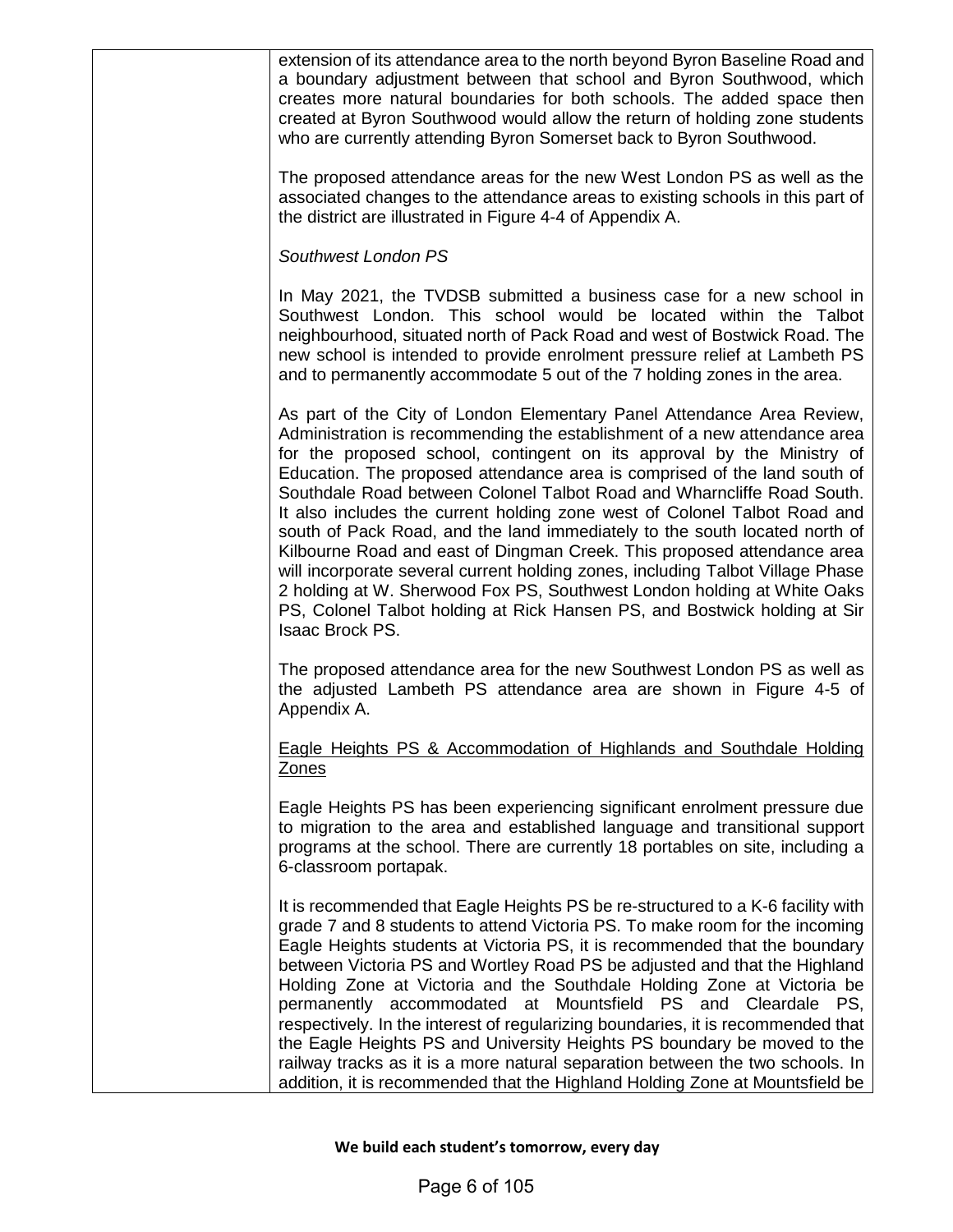extension of its attendance area to the north beyond Byron Baseline Road and a boundary adjustment between that school and Byron Southwood, which creates more natural boundaries for both schools. The added space then created at Byron Southwood would allow the return of holding zone students who are currently attending Byron Somerset back to Byron Southwood.

The proposed attendance areas for the new West London PS as well as the associated changes to the attendance areas to existing schools in this part of the district are illustrated in Figure 4-4 of Appendix A.

*Southwest London PS*

In May 2021, the TVDSB submitted a business case for a new school in Southwest London. This school would be located within the Talbot neighbourhood, situated north of Pack Road and west of Bostwick Road. The new school is intended to provide enrolment pressure relief at Lambeth PS and to permanently accommodate 5 out of the 7 holding zones in the area.

As part of the City of London Elementary Panel Attendance Area Review, Administration is recommending the establishment of a new attendance area for the proposed school, contingent on its approval by the Ministry of Education. The proposed attendance area is comprised of the land south of Southdale Road between Colonel Talbot Road and Wharncliffe Road South. It also includes the current holding zone west of Colonel Talbot Road and south of Pack Road, and the land immediately to the south located north of Kilbourne Road and east of Dingman Creek. This proposed attendance area will incorporate several current holding zones, including Talbot Village Phase 2 holding at W. Sherwood Fox PS, Southwest London holding at White Oaks PS, Colonel Talbot holding at Rick Hansen PS, and Bostwick holding at Sir Isaac Brock PS.

The proposed attendance area for the new Southwest London PS as well as the adjusted Lambeth PS attendance area are shown in Figure 4-5 of Appendix A.

<u>Eagle Heights PS & Accommodation of Highlands and Southdale Holding Zones</u>

Eagle Heights PS has been experiencing significant enrolment pressure due to migration to the area and established language and transitional support programs at the school. There are currently 18 portables on site, including a 6-classroom portapak.

It is recommended that Eagle Heights PS be re-structured to a K-6 facility with grade 7 and 8 students to attend Victoria PS. To make room for the incoming Eagle Heights students at Victoria PS, it is recommended that the boundary between Victoria PS and Wortley Road PS be adjusted and that the Highland Holding Zone at Victoria and the Southdale Holding Zone at Victoria be permanently accommodated at Mountsfield PS and Cleardale PS, respectively. In the interest of regularizing boundaries, it is recommended that the Eagle Heights PS and University Heights PS boundary be moved to the railway tracks as it is a more natural separation between the two schools. In addition, it is recommended that the Highland Holding Zone at Mountsfield be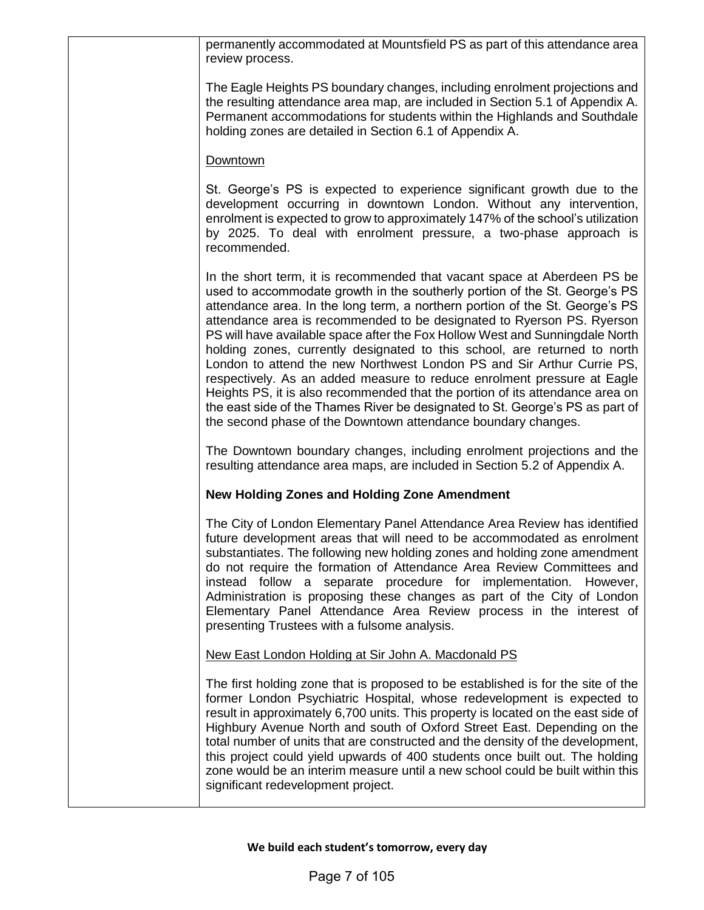permanently accommodated at Mountsfield PS as part of this attendance area review process.

The Eagle Heights PS boundary changes, including enrolment projections and the resulting attendance area map, are included in Section 5.1 of Appendix A. Permanent accommodations for students within the Highlands and Southdale holding zones are detailed in Section 6.1 of Appendix A.

Downtown

St. George's PS is expected to experience significant growth due to the development occurring in downtown London. Without any intervention, enrolment is expected to grow to approximately 147% of the school's utilization by 2025. To deal with enrolment pressure, a two-phase approach is recommended.

In the short term, it is recommended that vacant space at Aberdeen PS be used to accommodate growth in the southerly portion of the St. George's PS attendance area. In the long term, a northern portion of the St. George's PS attendance area is recommended to be designated to Ryerson PS. Ryerson PS will have available space after the Fox Hollow West and Sunningdale North holding zones, currently designated to this school, are returned to north London to attend the new Northwest London PS and Sir Arthur Currie PS, respectively. As an added measure to reduce enrolment pressure at Eagle Heights PS, it is also recommended that the portion of its attendance area on the east side of the Thames River be designated to St. George's PS as part of the second phase of the Downtown attendance boundary changes.

The Downtown boundary changes, including enrolment projections and the resulting attendance area maps, are included in Section 5.2 of Appendix A.

**New Holding Zones and Holding Zone Amendment**

The City of London Elementary Panel Attendance Area Review has identified future development areas that will need to be accommodated as enrolment substantiates. The following new holding zones and holding zone amendment do not require the formation of Attendance Area Review Committees and instead follow a separate procedure for implementation. However, Administration is proposing these changes as part of the City of London Elementary Panel Attendance Area Review process in the interest of presenting Trustees with a fulsome analysis.

New East London Holding at Sir John A. Macdonald PS

The first holding zone that is proposed to be established is for the site of the former London Psychiatric Hospital, whose redevelopment is expected to result in approximately 6,700 units. This property is located on the east side of Highbury Avenue North and south of Oxford Street East. Depending on the total number of units that are constructed and the density of the development, this project could yield upwards of 400 students once built out. The holding zone would be an interim measure until a new school could be built within this significant redevelopment project.

**We build each student's tomorrow, every day**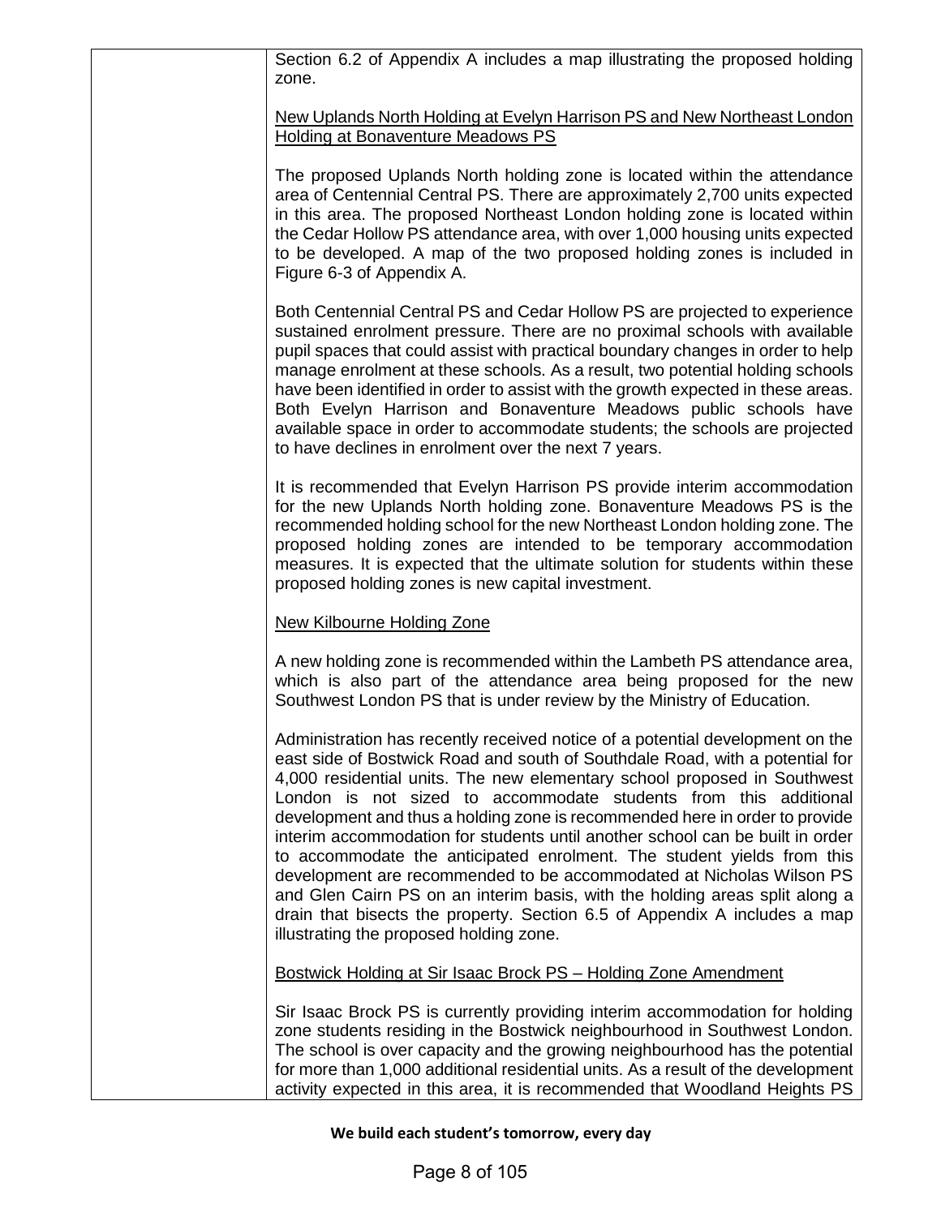Section 6.2 of Appendix A includes a map illustrating the proposed holding zone.

New Uplands North Holding at Evelyn Harrison PS and New Northeast London Holding at Bonaventure Meadows PS

The proposed Uplands North holding zone is located within the attendance area of Centennial Central PS. There are approximately 2,700 units expected in this area. The proposed Northeast London holding zone is located within the Cedar Hollow PS attendance area, with over 1,000 housing units expected to be developed. A map of the two proposed holding zones is included in Figure 6-3 of Appendix A.

Both Centennial Central PS and Cedar Hollow PS are projected to experience sustained enrolment pressure. There are no proximal schools with available pupil spaces that could assist with practical boundary changes in order to help manage enrolment at these schools. As a result, two potential holding schools have been identified in order to assist with the growth expected in these areas. Both Evelyn Harrison and Bonaventure Meadows public schools have available space in order to accommodate students; the schools are projected to have declines in enrolment over the next 7 years.

It is recommended that Evelyn Harrison PS provide interim accommodation for the new Uplands North holding zone. Bonaventure Meadows PS is the recommended holding school for the new Northeast London holding zone. The proposed holding zones are intended to be temporary accommodation measures. It is expected that the ultimate solution for students within these proposed holding zones is new capital investment.

New Kilbourne Holding Zone

A new holding zone is recommended within the Lambeth PS attendance area, which is also part of the attendance area being proposed for the new Southwest London PS that is under review by the Ministry of Education.

Administration has recently received notice of a potential development on the east side of Bostwick Road and south of Southdale Road, with a potential for 4,000 residential units. The new elementary school proposed in Southwest London is not sized to accommodate students from this additional development and thus a holding zone is recommended here in order to provide interim accommodation for students until another school can be built in order to accommodate the anticipated enrolment. The student yields from this development are recommended to be accommodated at Nicholas Wilson PS and Glen Cairn PS on an interim basis, with the holding areas split along a drain that bisects the property. Section 6.5 of Appendix A includes a map illustrating the proposed holding zone.

Bostwick Holding at Sir Isaac Brock PS – Holding Zone Amendment

Sir Isaac Brock PS is currently providing interim accommodation for holding zone students residing in the Bostwick neighbourhood in Southwest London. The school is over capacity and the growing neighbourhood has the potential for more than 1,000 additional residential units. As a result of the development activity expected in this area, it is recommended that Woodland Heights PS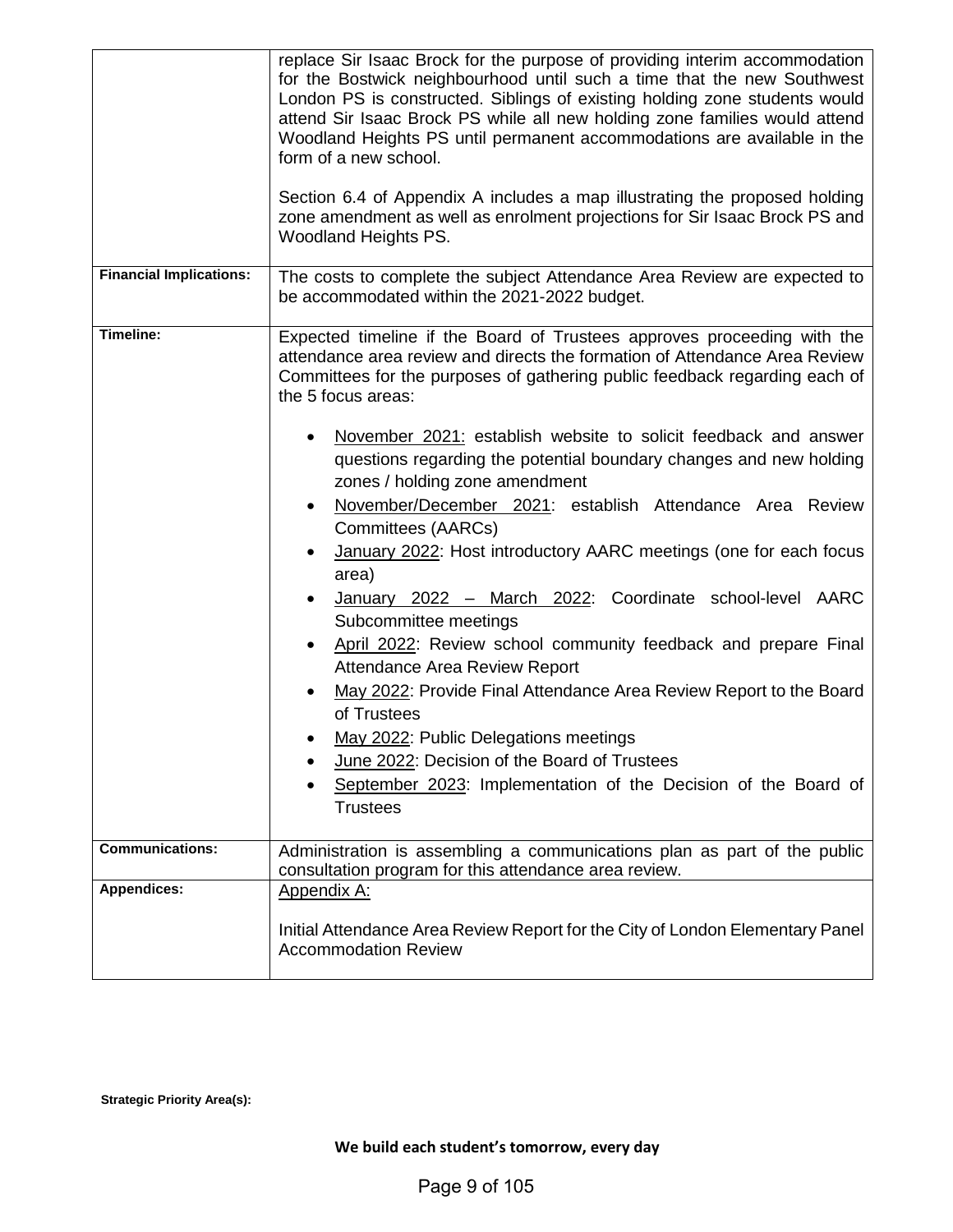| | |
|---|---|
| | replace Sir Isaac Brock for the purpose of providing interim accommodation for the Bostwick neighbourhood until such a time that the new Southwest London PS is constructed. Siblings of existing holding zone students would attend Sir Isaac Brock PS while all new holding zone families would attend Woodland Heights PS until permanent accommodations are available in the form of a new school.<br><br>Section 6.4 of Appendix A includes a map illustrating the proposed holding zone amendment as well as enrolment projections for Sir Isaac Brock PS and Woodland Heights PS. |
| **Financial Implications:** | The costs to complete the subject Attendance Area Review are expected to be accommodated within the 2021-2022 budget. |
| **Timeline:** | Expected timeline if the Board of Trustees approves proceeding with the attendance area review and directs the formation of Attendance Area Review Committees for the purposes of gathering public feedback regarding each of the 5 focus areas:<br><br>• November 2021: establish website to solicit feedback and answer questions regarding the potential boundary changes and new holding zones / holding zone amendment<br>• November/December 2021: establish Attendance Area Review Committees (AARCs)<br>• January 2022: Host introductory AARC meetings (one for each focus area)<br>• January 2022 – March 2022: Coordinate school-level AARC Subcommittee meetings<br>• April 2022: Review school community feedback and prepare Final Attendance Area Review Report<br>• May 2022: Provide Final Attendance Area Review Report to the Board of Trustees<br>• May 2022: Public Delegations meetings<br>• June 2022: Decision of the Board of Trustees<br>• September 2023: Implementation of the Decision of the Board of Trustees |
| **Communications:** | Administration is assembling a communications plan as part of the public consultation program for this attendance area review. |
| **Appendices:** | Appendix A:<br><br>Initial Attendance Area Review Report for the City of London Elementary Panel Accommodation Review |

**Strategic Priority Area(s):**

**We build each student's tomorrow, every day**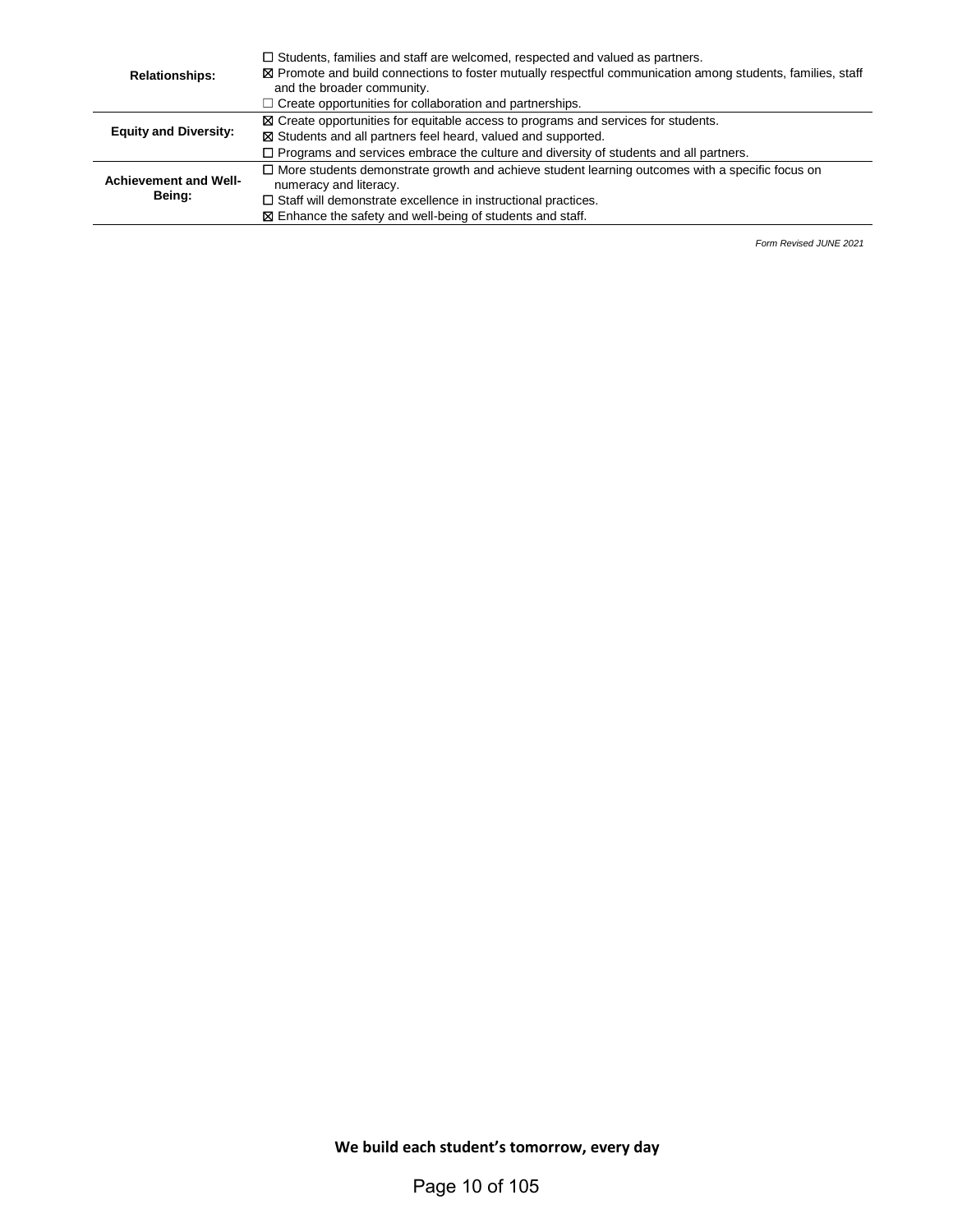| | |
|---|---|
| **Relationships:** | ☐ Students, families and staff are welcomed, respected and valued as partners.<br>☒ Promote and build connections to foster mutually respectful communication among students, families, staff and the broader community.<br>☐ Create opportunities for collaboration and partnerships. |
| **Equity and Diversity:** | ☒ Create opportunities for equitable access to programs and services for students.<br>☒ Students and all partners feel heard, valued and supported.<br>☐ Programs and services embrace the culture and diversity of students and all partners. |
| **Achievement and Well-Being:** | ☐ More students demonstrate growth and achieve student learning outcomes with a specific focus on numeracy and literacy.<br>☐ Staff will demonstrate excellence in instructional practices.<br>☒ Enhance the safety and well-being of students and staff. |

*Form Revised JUNE 2021*

**We build each student's tomorrow, every day**